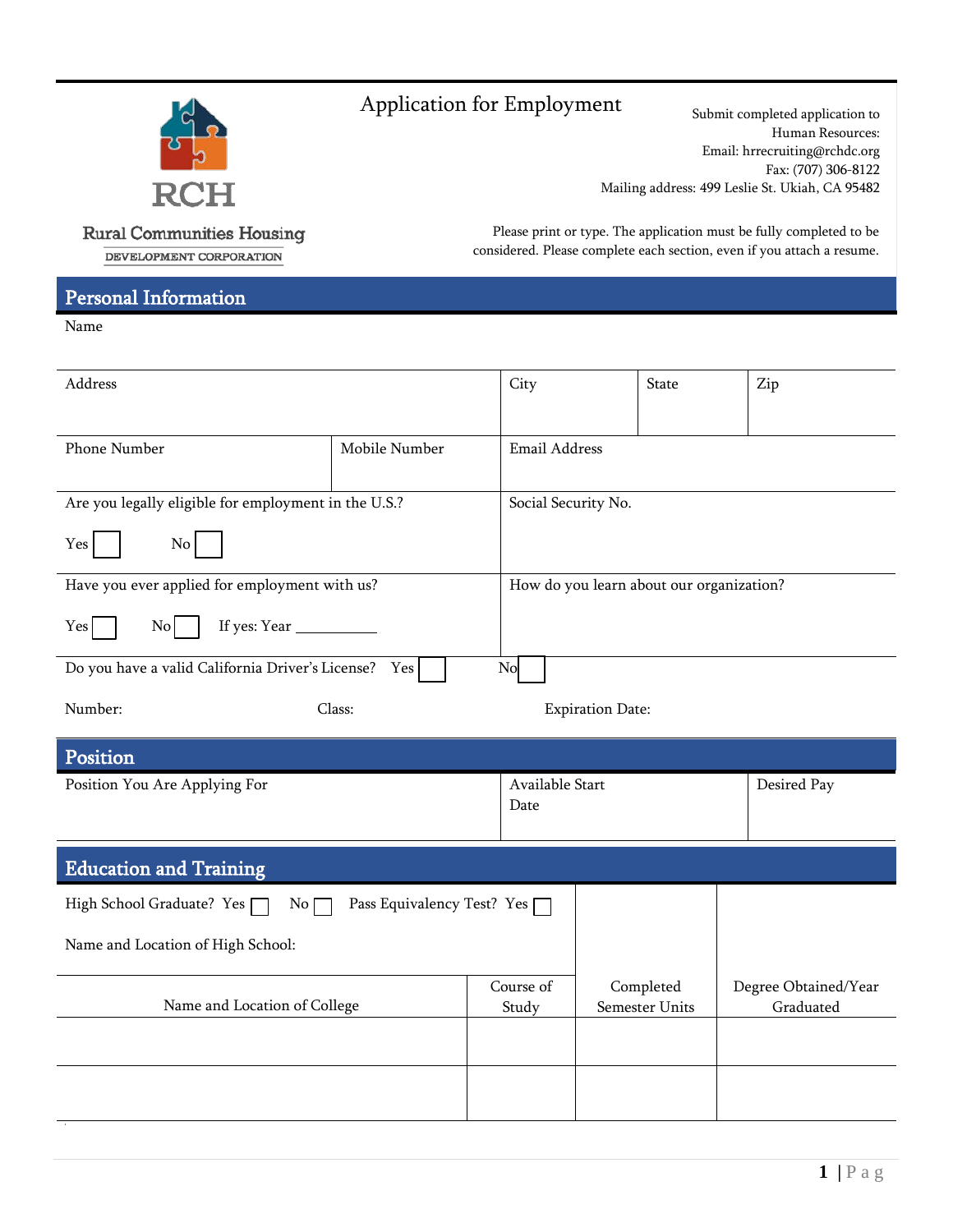Rural Communities Housing
DEVELOPMENT CORPORATION

# Application for Employment

Submit completed application to
Human Resources:
Email: hrrecruiting@rchdc.org
Fax: (707) 306-8122
Mailing address: 499 Leslie St. Ukiah, CA 95482

Please print or type. The application must be fully completed to be considered. Please complete each section, even if you attach a resume.

## Personal Information

| Name | | | | |
|---|---|---|---|---|
| Address | | City | State | Zip |
| Phone Number | Mobile Number | Email Address | | |
| Are you legally eligible for employment in the U.S.? Yes ☐ No ☐ | | Social Security No. | | |
| Have you ever applied for employment with us? Yes ☐ No ☐ If yes: Year ____ | | How do you learn about our organization? | | |

Do you have a valid California Driver's License? Yes ☐ No ☐

Number: Class: Expiration Date:

## Position

| Position You Are Applying For | Available Start Date | Desired Pay |
|---|---|---|
| | | |

## Education and Training

High School Graduate? Yes ☐ No ☐ Pass Equivalency Test? Yes ☐

Name and Location of High School:

| Name and Location of College | Course of Study | Completed Semester Units | Degree Obtained/Year Graduated |
|---|---|---|---|
| | | | |
| | | | |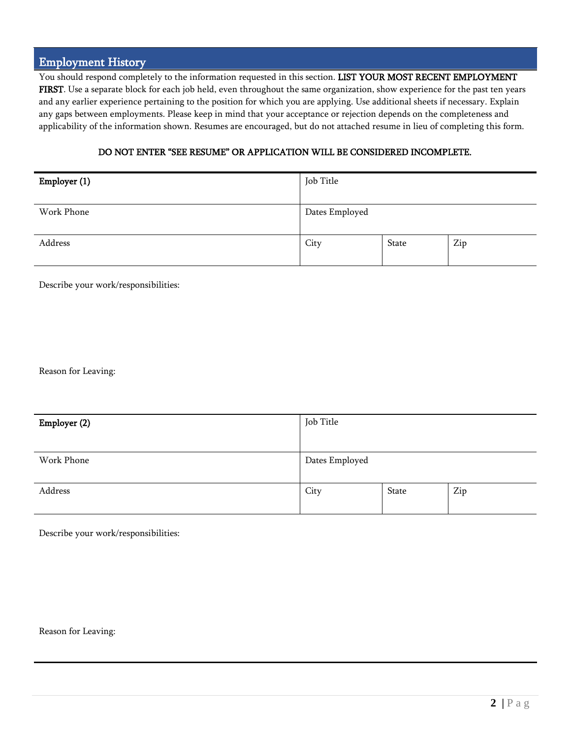## Employment History

You should respond completely to the information requested in this section. **LIST YOUR MOST RECENT EMPLOYMENT FIRST**. Use a separate block for each job held, even throughout the same organization, show experience for the past ten years and any earlier experience pertaining to the position for which you are applying. Use additional sheets if necessary. Explain any gaps between employments. Please keep in mind that your acceptance or rejection depends on the completeness and applicability of the information shown. Resumes are encouraged, but do not attached resume in lieu of completing this form.

**DO NOT ENTER "SEE RESUME" OR APPLICATION WILL BE CONSIDERED INCOMPLETE.**

| **Employer (1)** | Job Title | | |
|---|---|---|---|
| Work Phone | Dates Employed | | |
| Address | City | State | Zip |

Describe your work/responsibilities:

Reason for Leaving:

| **Employer (2)** | Job Title | | |
|---|---|---|---|
| Work Phone | Dates Employed | | |
| Address | City | State | Zip |

Describe your work/responsibilities:

Reason for Leaving: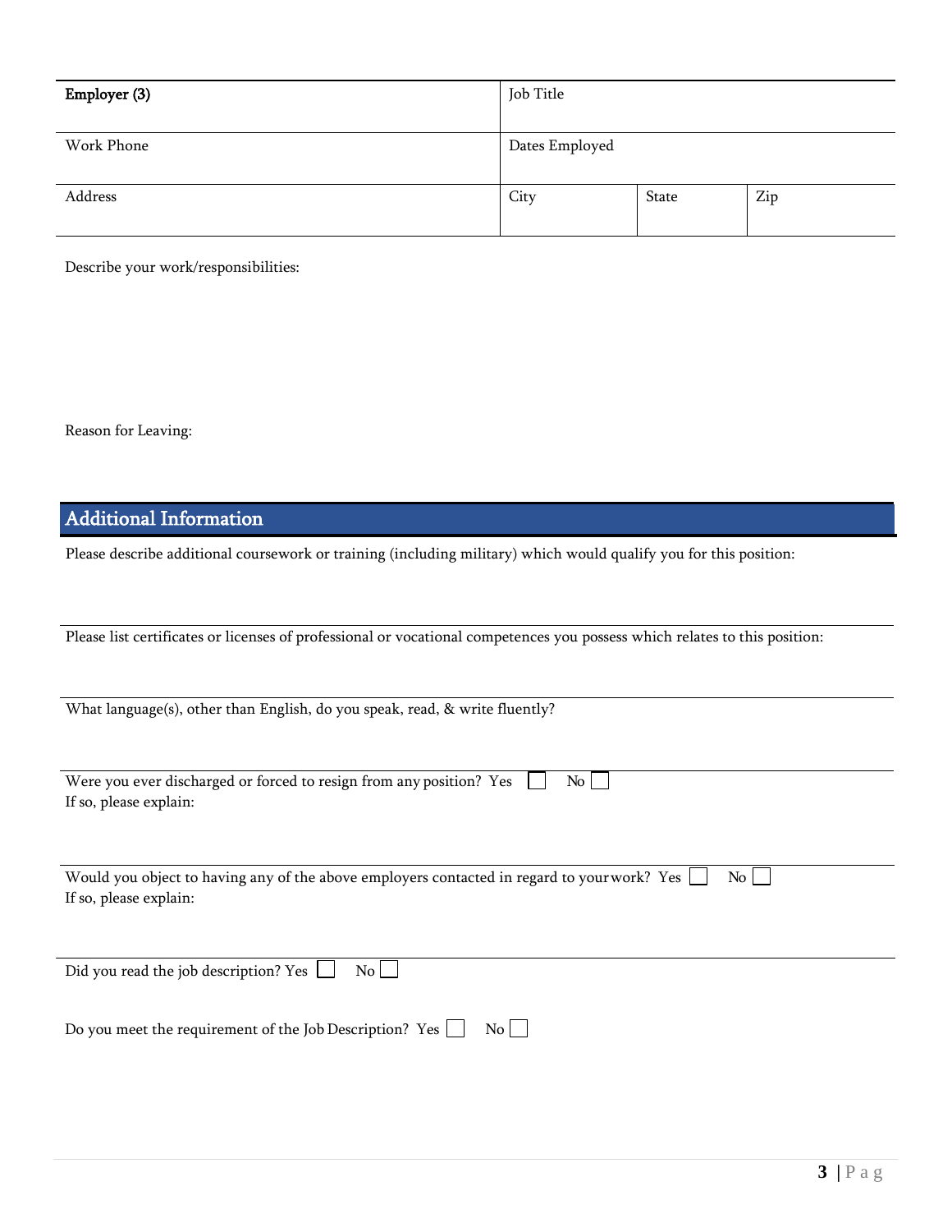| **Employer (3)** | Job Title | | |
|---|---|---|---|
| Work Phone | Dates Employed | | |
| Address | City | State | Zip |

Describe your work/responsibilities:

Reason for Leaving:

## Additional Information

Please describe additional coursework or training (including military) which would qualify you for this position:

Please list certificates or licenses of professional or vocational competences you possess which relates to this position:

What language(s), other than English, do you speak, read, & write fluently?

Were you ever discharged or forced to resign from any position? Yes ☐ No ☐
If so, please explain:

Would you object to having any of the above employers contacted in regard to your work? Yes ☐ No ☐
If so, please explain:

Did you read the job description? Yes ☐ No ☐

Do you meet the requirement of the Job Description? Yes ☐ No ☐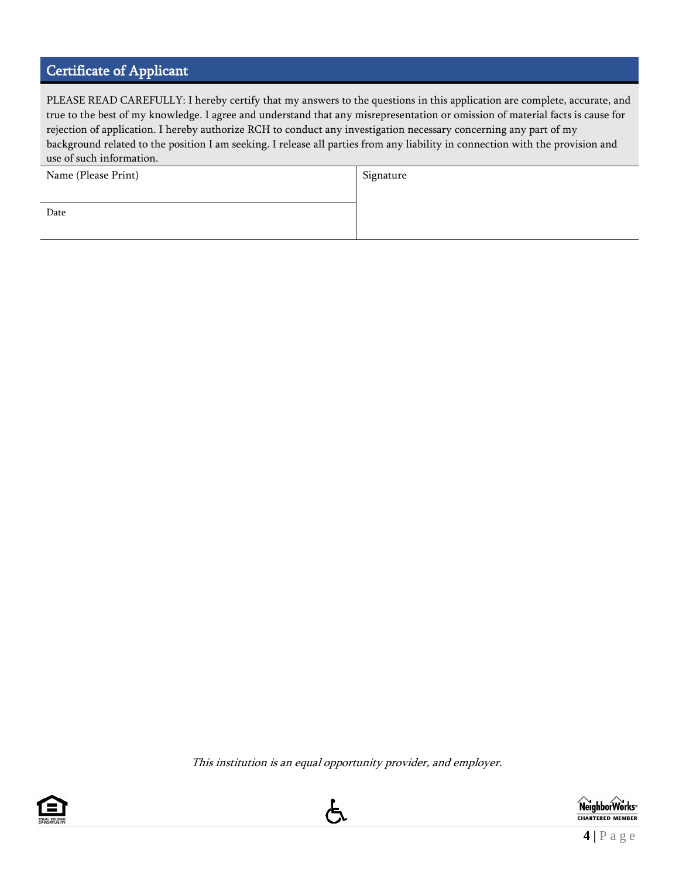## Certificate of Applicant

PLEASE READ CAREFULLY: I hereby certify that my answers to the questions in this application are complete, accurate, and true to the best of my knowledge. I agree and understand that any misrepresentation or omission of material facts is cause for rejection of application. I hereby authorize RCH to conduct any investigation necessary concerning any part of my background related to the position I am seeking. I release all parties from any liability in connection with the provision and use of such information.

| | |
|---|---|
| Name (Please Print) | Signature |
| Date | |

*This institution is an equal opportunity provider, and employer.*